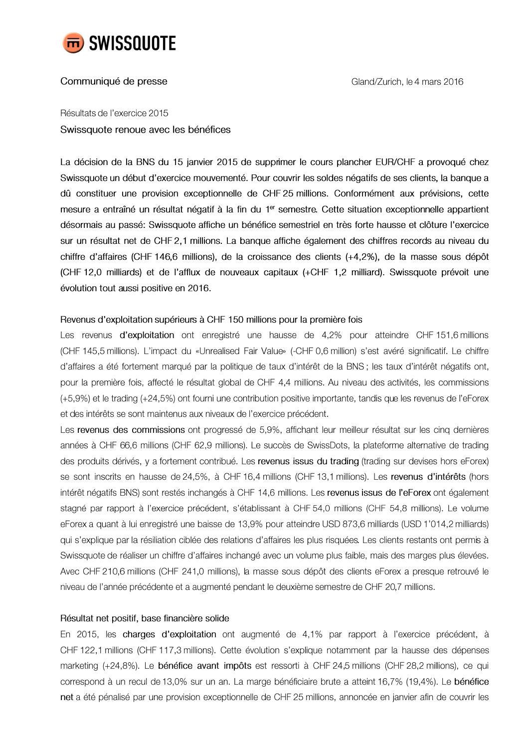SWISSQUOTE

Communiqué de presse

Gland/Zurich, le 4 mars 2016

Résultats de l'exercice 2015

## Swissquote renoue avec les bénéfices

La décision de la BNS du 15 janvier 2015 de supprimer le cours plancher EUR/CHF a provoqué chez Swissquote un début d'exercice mouvementé. Pour couvrir les soldes négatifs de ses clients, la banque a dû constituer une provision exceptionnelle de CHF 25 millions. Conformément aux prévisions, cette mesure a entraîné un résultat négatif à la fin du 1er semestre. Cette situation exceptionnelle appartient désormais au passé: Swissquote affiche un bénéfice semestriel en très forte hausse et clôture l'exercice sur un résultat net de CHF 2,1 millions. La banque affiche également des chiffres records au niveau du chiffre d'affaires (CHF 146,6 millions), de la croissance des clients (+4,2%), de la masse sous dépôt (CHF 12,0 milliards) et de l'afflux de nouveaux capitaux (+CHF 1,2 milliard). Swissquote prévoit une évolution tout aussi positive en 2016.

### Revenus d'exploitation supérieurs à CHF 150 millions pour la première fois

Les revenus **d'exploitation** ont enregistré une hausse de 4,2% pour atteindre CHF 151,6 millions (CHF 145,5 millions). L'impact du «Unrealised Fair Value» (-CHF 0,6 million) s'est avéré significatif. Le chiffre d'affaires a été fortement marqué par la politique de taux d'intérêt de la BNS ; les taux d'intérêt négatifs ont, pour la première fois, affecté le résultat global de CHF 4,4 millions. Au niveau des activités, les commissions (+5,9%) et le trading (+24,5%) ont fourni une contribution positive importante, tandis que les revenus de l'eForex et des intérêts se sont maintenus aux niveaux de l'exercice précédent.

Les **revenus des commissions** ont progressé de 5,9%, affichant leur meilleur résultat sur les cinq dernières années à CHF 66,6 millions (CHF 62,9 millions). Le succès de SwissDots, la plateforme alternative de trading des produits dérivés, y a fortement contribué. Les **revenus issus du trading** (trading sur devises hors eForex) se sont inscrits en hausse de 24,5%, à CHF 16,4 millions (CHF 13,1 millions). Les **revenus d'intérêts** (hors intérêt négatifs BNS) sont restés inchangés à CHF 14,6 millions. Les **revenus issus de l'eForex** ont également stagné par rapport à l'exercice précédent, s'établissant à CHF 54,0 millions (CHF 54,8 millions). Le volume eForex a quant à lui enregistré une baisse de 13,9% pour atteindre USD 873,6 milliards (USD 1'014,2 milliards) qui s'explique par la résiliation ciblée des relations d'affaires les plus risquées. Les clients restants ont permis à Swissquote de réaliser un chiffre d'affaires inchangé avec un volume plus faible, mais des marges plus élevées. Avec CHF 210,6 millions (CHF 241,0 millions), la masse sous dépôt des clients eForex a presque retrouvé le niveau de l'année précédente et a augmenté pendant le deuxième semestre de CHF 20,7 millions.

### Résultat net positif, base financière solide

En 2015, les **charges d'exploitation** ont augmenté de 4,1% par rapport à l'exercice précédent, à CHF 122,1 millions (CHF 117,3 millions). Cette évolution s'explique notamment par la hausse des dépenses marketing (+24,8%). Le **bénéfice avant impôts** est ressorti à CHF 24,5 millions (CHF 28,2 millions), ce qui correspond à un recul de 13,0% sur un an. La marge bénéficiaire brute a atteint 16,7% (19,4%). Le **bénéfice net** a été pénalisé par une provision exceptionnelle de CHF 25 millions, annoncée en janvier afin de couvrir les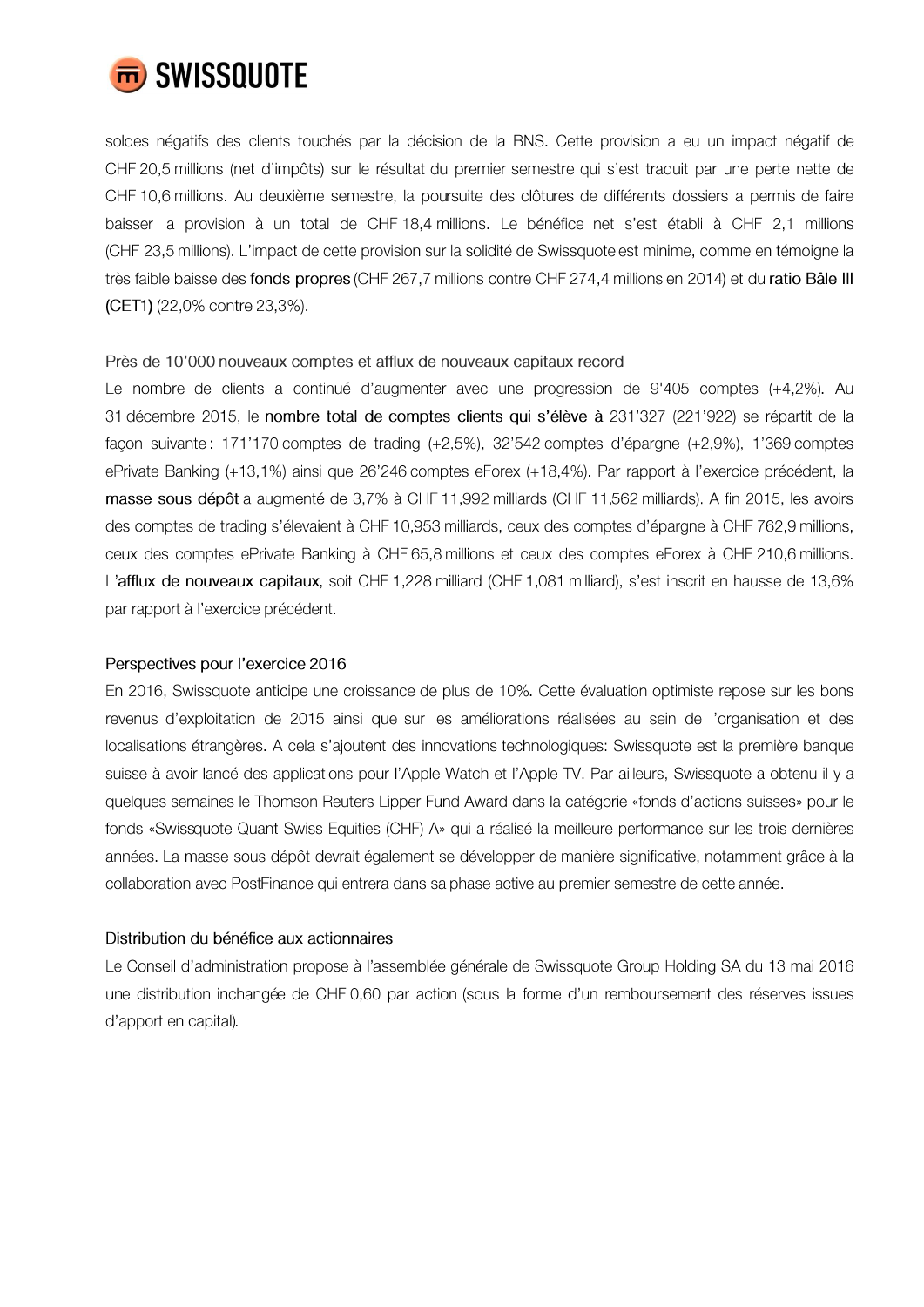soldes négatifs des clients touchés par la décision de la BNS. Cette provision a eu un impact négatif de CHF 20,5 millions (net d'impôts) sur le résultat du premier semestre qui s'est traduit par une perte nette de CHF 10,6 millions. Au deuxième semestre, la poursuite des clôtures de différents dossiers a permis de faire baisser la provision à un total de CHF 18,4 millions. Le bénéfice net s'est établi à CHF 2,1 millions (CHF 23,5 millions). L'impact de cette provision sur la solidité de Swissquote est minime, comme en témoigne la très faible baisse des **fonds propres** (CHF 267,7 millions contre CHF 274,4 millions en 2014) et du **ratio Bâle III (CET1)** (22,0% contre 23,3%).

### Près de 10'000 nouveaux comptes et afflux de nouveaux capitaux record

Le nombre de clients a continué d'augmenter avec une progression de 9'405 comptes (+4,2%). Au 31 décembre 2015, le **nombre total de comptes clients qui s'élève à** 231'327 (221'922) se répartit de la façon suivante : 171'170 comptes de trading (+2,5%), 32'542 comptes d'épargne (+2,9%), 1'369 comptes ePrivate Banking (+13,1%) ainsi que 26'246 comptes eForex (+18,4%). Par rapport à l'exercice précédent, la **masse sous dépôt** a augmenté de 3,7% à CHF 11,992 milliards (CHF 11,562 milliards). A fin 2015, les avoirs des comptes de trading s'élevaient à CHF 10,953 milliards, ceux des comptes d'épargne à CHF 762,9 millions, ceux des comptes ePrivate Banking à CHF 65,8 millions et ceux des comptes eForex à CHF 210,6 millions. L'**afflux de nouveaux capitaux**, soit CHF 1,228 milliard (CHF 1,081 milliard), s'est inscrit en hausse de 13,6% par rapport à l'exercice précédent.

### Perspectives pour l'exercice 2016

En 2016, Swissquote anticipe une croissance de plus de 10%. Cette évaluation optimiste repose sur les bons revenus d'exploitation de 2015 ainsi que sur les améliorations réalisées au sein de l'organisation et des localisations étrangères. A cela s'ajoutent des innovations technologiques: Swissquote est la première banque suisse à avoir lancé des applications pour l'Apple Watch et l'Apple TV. Par ailleurs, Swissquote a obtenu il y a quelques semaines le Thomson Reuters Lipper Fund Award dans la catégorie «fonds d'actions suisses» pour le fonds «Swissquote Quant Swiss Equities (CHF) A» qui a réalisé la meilleure performance sur les trois dernières années. La masse sous dépôt devrait également se développer de manière significative, notamment grâce à la collaboration avec PostFinance qui entrera dans sa phase active au premier semestre de cette année.

### Distribution du bénéfice aux actionnaires

Le Conseil d'administration propose à l'assemblée générale de Swissquote Group Holding SA du 13 mai 2016 une distribution inchangée de CHF 0,60 par action (sous la forme d'un remboursement des réserves issues d'apport en capital).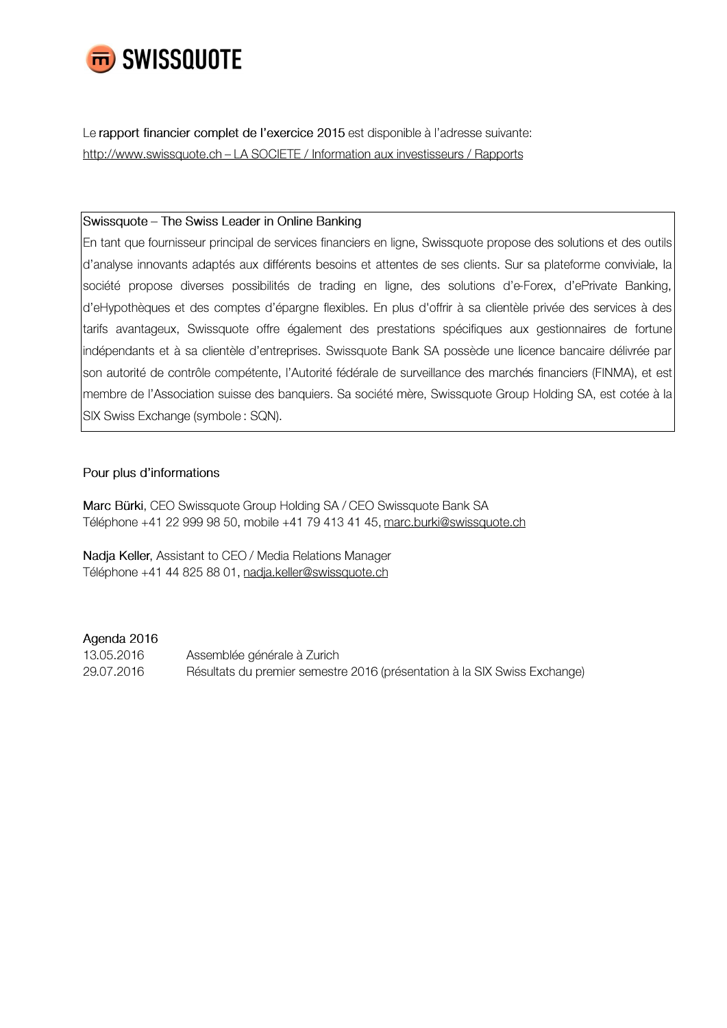Le rapport financier complet de l'exercice 2015 est disponible à l'adresse suivante:
http://www.swissquote.ch – LA SOCIETE / Information aux investisseurs / Rapports

**Swissquote – The Swiss Leader in Online Banking**

En tant que fournisseur principal de services financiers en ligne, Swissquote propose des solutions et des outils d'analyse innovants adaptés aux différents besoins et attentes de ses clients. Sur sa plateforme conviviale, la société propose diverses possibilités de trading en ligne, des solutions d'e-Forex, d'ePrivate Banking, d'eHypothèques et des comptes d'épargne flexibles. En plus d'offrir à sa clientèle privée des services à des tarifs avantageux, Swissquote offre également des prestations spécifiques aux gestionnaires de fortune indépendants et à sa clientèle d'entreprises. Swissquote Bank SA possède une licence bancaire délivrée par son autorité de contrôle compétente, l'Autorité fédérale de surveillance des marchés financiers (FINMA), et est membre de l'Association suisse des banquiers. Sa société mère, Swissquote Group Holding SA, est cotée à la SIX Swiss Exchange (symbole : SQN).

**Pour plus d'informations**

**Marc Bürki**, CEO Swissquote Group Holding SA / CEO Swissquote Bank SA
Téléphone +41 22 999 98 50, mobile +41 79 413 41 45, marc.burki@swissquote.ch

**Nadja Keller**, Assistant to CEO / Media Relations Manager
Téléphone +41 44 825 88 01, nadja.keller@swissquote.ch

**Agenda 2016**

| | |
|---|---|
| 13.05.2016 | Assemblée générale à Zurich |
| 29.07.2016 | Résultats du premier semestre 2016 (présentation à la SIX Swiss Exchange) |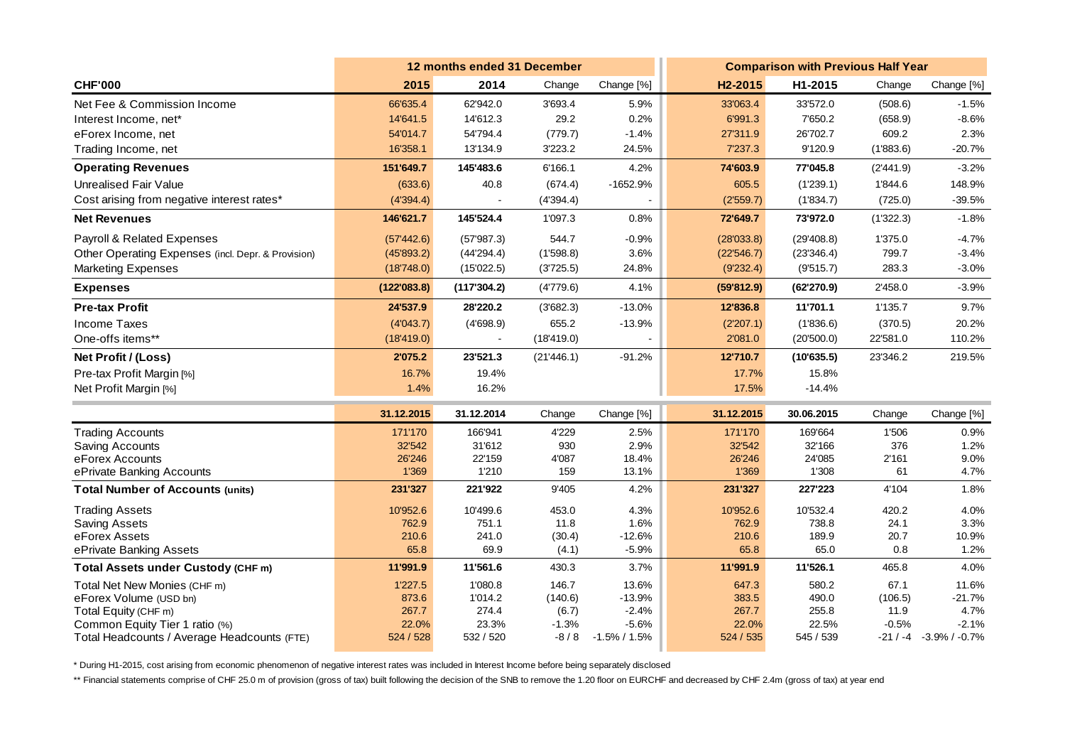| CHF'000 | 12 months ended 31 December | | | | Comparison with Previous Half Year | | | |
|---|---|---|---|---|---|---|---|---|
| | **2015** | **2014** | Change | Change [%] | **H2-2015** | **H1-2015** | Change | Change [%] |
| Net Fee & Commission Income | 66'635.4 | 62'942.0 | 3'693.4 | 5.9% | 33'063.4 | 33'572.0 | (508.6) | -1.5% |
| Interest Income, net* | 14'641.5 | 14'612.3 | 29.2 | 0.2% | 6'991.3 | 7'650.2 | (658.9) | -8.6% |
| eForex Income, net | 54'014.7 | 54'794.4 | (779.7) | -1.4% | 27'311.9 | 26'702.7 | 609.2 | 2.3% |
| Trading Income, net | 16'358.1 | 13'134.9 | 3'223.2 | 24.5% | 7'237.3 | 9'120.9 | (1'883.6) | -20.7% |
| **Operating Revenues** | **151'649.7** | **145'483.6** | 6'166.1 | 4.2% | **74'603.9** | **77'045.8** | (2'441.9) | -3.2% |
| Unrealised Fair Value | (633.6) | 40.8 | (674.4) | -1652.9% | 605.5 | (1'239.1) | 1'844.6 | 148.9% |
| Cost arising from negative interest rates* | (4'394.4) | - | (4'394.4) | - | (2'559.7) | (1'834.7) | (725.0) | -39.5% |
| **Net Revenues** | **146'621.7** | **145'524.4** | 1'097.3 | 0.8% | **72'649.7** | **73'972.0** | (1'322.3) | -1.8% |
| Payroll & Related Expenses | (57'442.6) | (57'987.3) | 544.7 | -0.9% | (28'033.8) | (29'408.8) | 1'375.0 | -4.7% |
| Other Operating Expenses (incl. Depr. & Provision) | (45'893.2) | (44'294.4) | (1'598.8) | 3.6% | (22'546.7) | (23'346.4) | 799.7 | -3.4% |
| Marketing Expenses | (18'748.0) | (15'022.5) | (3'725.5) | 24.8% | (9'232.4) | (9'515.7) | 283.3 | -3.0% |
| **Expenses** | **(122'083.8)** | **(117'304.2)** | (4'779.6) | 4.1% | **(59'812.9)** | **(62'270.9)** | 2'458.0 | -3.9% |
| **Pre-tax Profit** | **24'537.9** | **28'220.2** | (3'682.3) | -13.0% | **12'836.8** | **11'701.1** | 1'135.7 | 9.7% |
| Income Taxes | (4'043.7) | (4'698.9) | 655.2 | -13.9% | (2'207.1) | (1'836.6) | (370.5) | 20.2% |
| One-offs items** | (18'419.0) | - | (18'419.0) | - | 2'081.0 | (20'500.0) | 22'581.0 | 110.2% |
| **Net Profit / (Loss)** | **2'075.2** | **23'521.3** | (21'446.1) | -91.2% | **12'710.7** | **(10'635.5)** | 23'346.2 | 219.5% |
| Pre-tax Profit Margin [%] | 16.7% | 19.4% | | | 17.7% | 15.8% | | |
| Net Profit Margin [%] | 1.4% | 16.2% | | | 17.5% | -14.4% | | |

| | **31.12.2015** | **31.12.2014** | Change | Change [%] | **31.12.2015** | **30.06.2015** | Change | Change [%] |
|---|---|---|---|---|---|---|---|---|
| Trading Accounts | 171'170 | 166'941 | 4'229 | 2.5% | 171'170 | 169'664 | 1'506 | 0.9% |
| Saving Accounts | 32'542 | 31'612 | 930 | 2.9% | 32'542 | 32'166 | 376 | 1.2% |
| eForex Accounts | 26'246 | 22'159 | 4'087 | 18.4% | 26'246 | 24'085 | 2'161 | 9.0% |
| ePrivate Banking Accounts | 1'369 | 1'210 | 159 | 13.1% | 1'369 | 1'308 | 61 | 4.7% |
| **Total Number of Accounts (units)** | **231'327** | **221'922** | 9'405 | 4.2% | **231'327** | **227'223** | 4'104 | 1.8% |
| Trading Assets | 10'952.6 | 10'499.6 | 453.0 | 4.3% | 10'952.6 | 10'532.4 | 420.2 | 4.0% |
| Saving Assets | 762.9 | 751.1 | 11.8 | 1.6% | 762.9 | 738.8 | 24.1 | 3.3% |
| eForex Assets | 210.6 | 241.0 | (30.4) | -12.6% | 210.6 | 189.9 | 20.7 | 10.9% |
| ePrivate Banking Assets | 65.8 | 69.9 | (4.1) | -5.9% | 65.8 | 65.0 | 0.8 | 1.2% |
| **Total Assets under Custody (CHF m)** | **11'991.9** | **11'561.6** | 430.3 | 3.7% | **11'991.9** | **11'526.1** | 465.8 | 4.0% |
| Total Net New Monies (CHF m) | 1'227.5 | 1'080.8 | 146.7 | 13.6% | 647.3 | 580.2 | 67.1 | 11.6% |
| eForex Volume (USD bn) | 873.6 | 1'014.2 | (140.6) | -13.9% | 383.5 | 490.0 | (106.5) | -21.7% |
| Total Equity (CHF m) | 267.7 | 274.4 | (6.7) | -2.4% | 267.7 | 255.8 | 11.9 | 4.7% |
| Common Equity Tier 1 ratio (%) | 22.0% | 23.3% | -1.3% | -5.6% | 22.0% | 22.5% | -0.5% | -2.1% |
| Total Headcounts / Average Headcounts (FTE) | 524 / 528 | 532 / 520 | -8 / 8 | -1.5% / 1.5% | 524 / 535 | 545 / 539 | -21 / -4 | -3.9% / -0.7% |

* During H1-2015, cost arising from economic phenomenon of negative interest rates was included in Interest Income before being separately disclosed

** Financial statements comprise of CHF 25.0 m of provision (gross of tax) built following the decision of the SNB to remove the 1.20 floor on EURCHF and decreased by CHF 2.4m (gross of tax) at year end